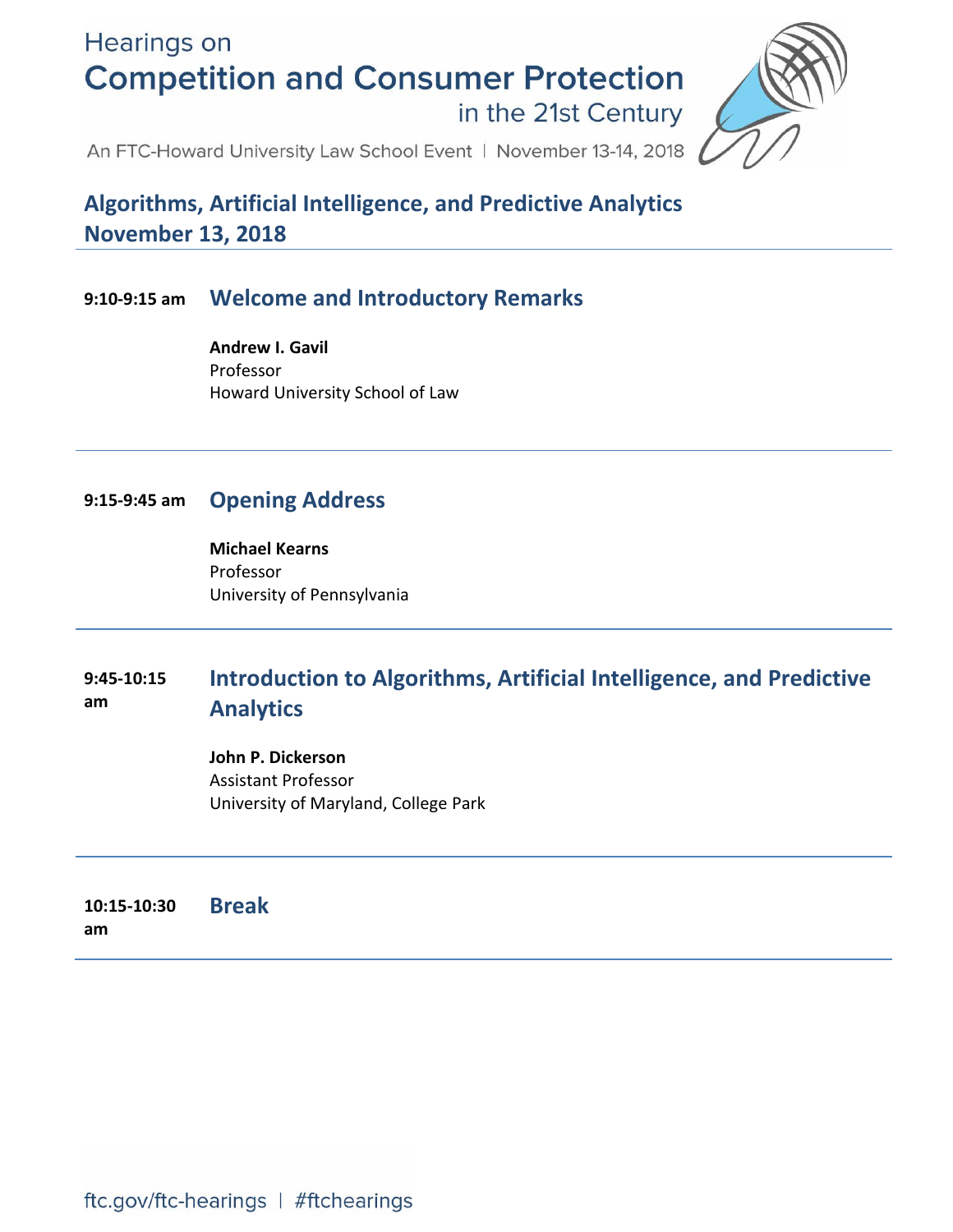Hearings on

# Competition and Consumer Protection

in the 21st Century

An FTC-Howard University Law School Event | November 13-14, 2018

## Algorithms, Artificial Intelligence, and Predictive Analytics
## November 13, 2018

---

**9:10-9:15 am** **Welcome and Introductory Remarks**

**Andrew I. Gavil**
Professor
Howard University School of Law

---

**9:15-9:45 am** **Opening Address**

**Michael Kearns**
Professor
University of Pennsylvania

---

**9:45-10:15 am** **Introduction to Algorithms, Artificial Intelligence, and Predictive Analytics**

**John P. Dickerson**
Assistant Professor
University of Maryland, College Park

---

**10:15-10:30 am** **Break**

---

ftc.gov/ftc-hearings | #ftchearings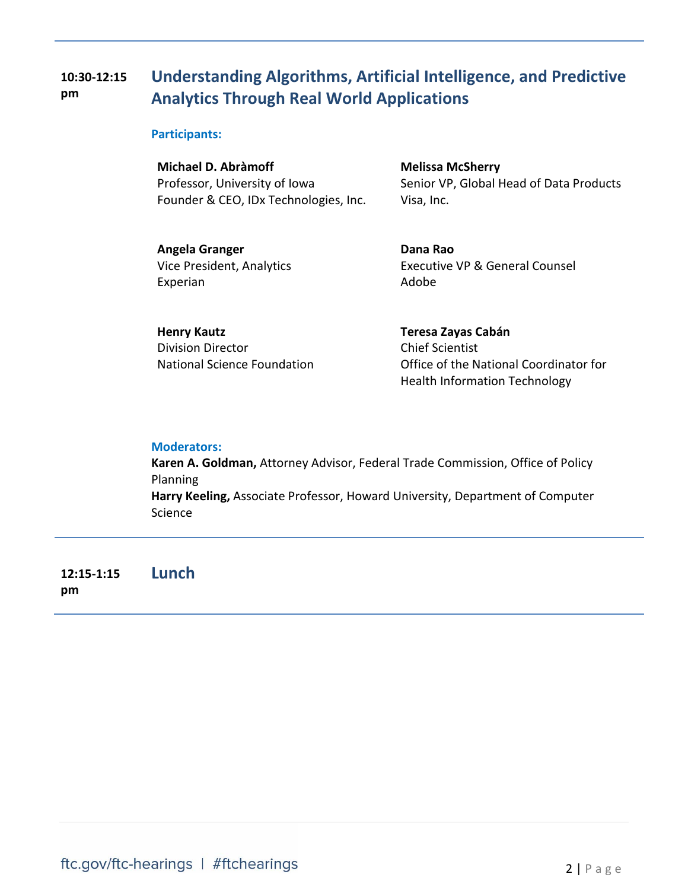**10:30-12:15 pm**

## Understanding Algorithms, Artificial Intelligence, and Predictive Analytics Through Real World Applications

**Participants:**

**Michael D. Abràmoff**
Professor, University of Iowa
Founder & CEO, IDx Technologies, Inc.

**Melissa McSherry**
Senior VP, Global Head of Data Products
Visa, Inc.

**Angela Granger**
Vice President, Analytics
Experian

**Dana Rao**
Executive VP & General Counsel
Adobe

**Henry Kautz**
Division Director
National Science Foundation

**Teresa Zayas Cabán**
Chief Scientist
Office of the National Coordinator for Health Information Technology

**Moderators:**

**Karen A. Goldman,** Attorney Advisor, Federal Trade Commission, Office of Policy Planning
**Harry Keeling,** Associate Professor, Howard University, Department of Computer Science

---

**12:15-1:15 pm**

## Lunch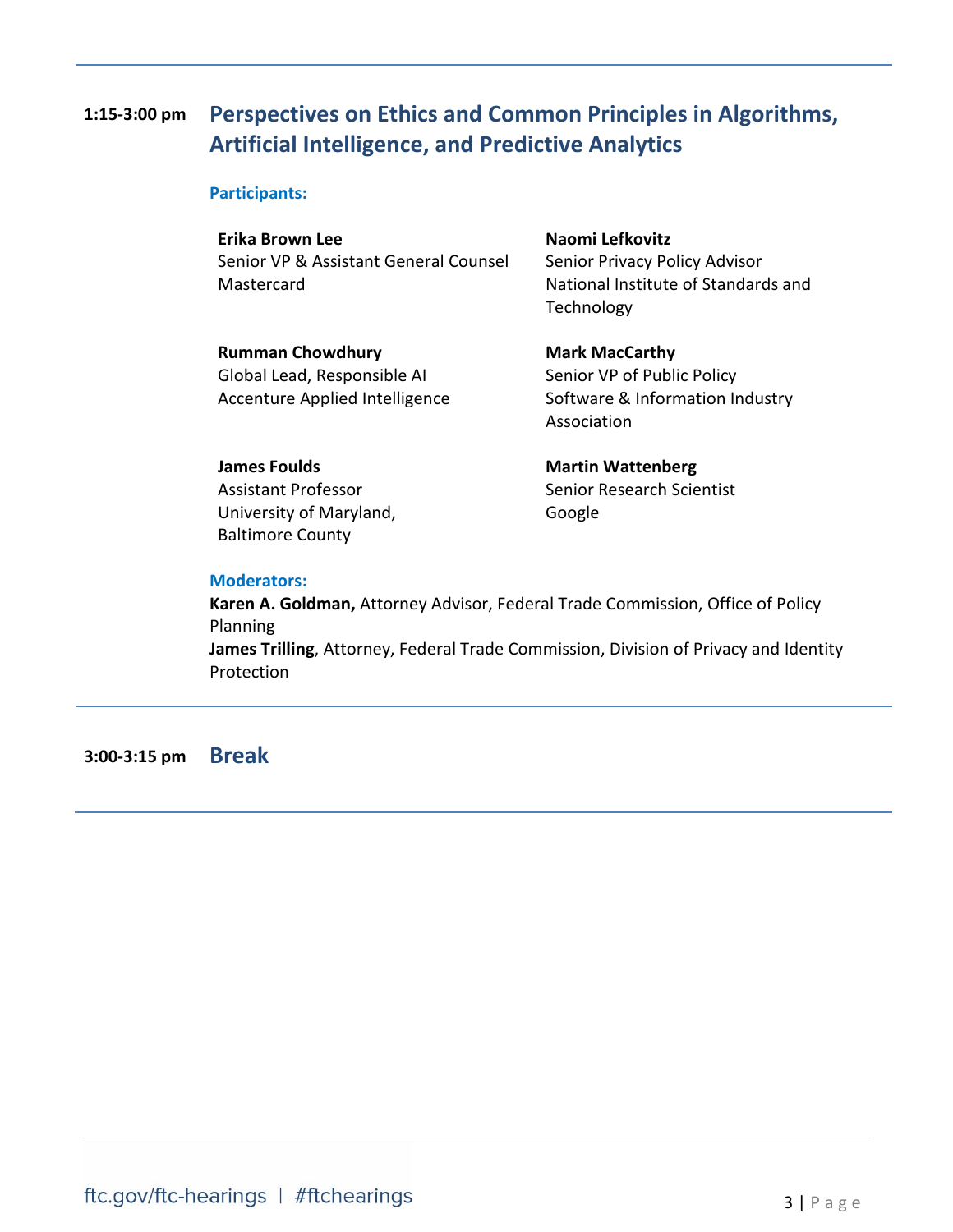## 1:15-3:00 pm Perspectives on Ethics and Common Principles in Algorithms, Artificial Intelligence, and Predictive Analytics

**Participants:**

**Erika Brown Lee**
Senior VP & Assistant General Counsel
Mastercard

**Naomi Lefkovitz**
Senior Privacy Policy Advisor
National Institute of Standards and Technology

**Rumman Chowdhury**
Global Lead, Responsible AI
Accenture Applied Intelligence

**Mark MacCarthy**
Senior VP of Public Policy
Software & Information Industry Association

**James Foulds**
Assistant Professor
University of Maryland, Baltimore County

**Martin Wattenberg**
Senior Research Scientist
Google

**Moderators:**

**Karen A. Goldman,** Attorney Advisor, Federal Trade Commission, Office of Policy Planning
**James Trilling**, Attorney, Federal Trade Commission, Division of Privacy and Identity Protection

## 3:00-3:15 pm Break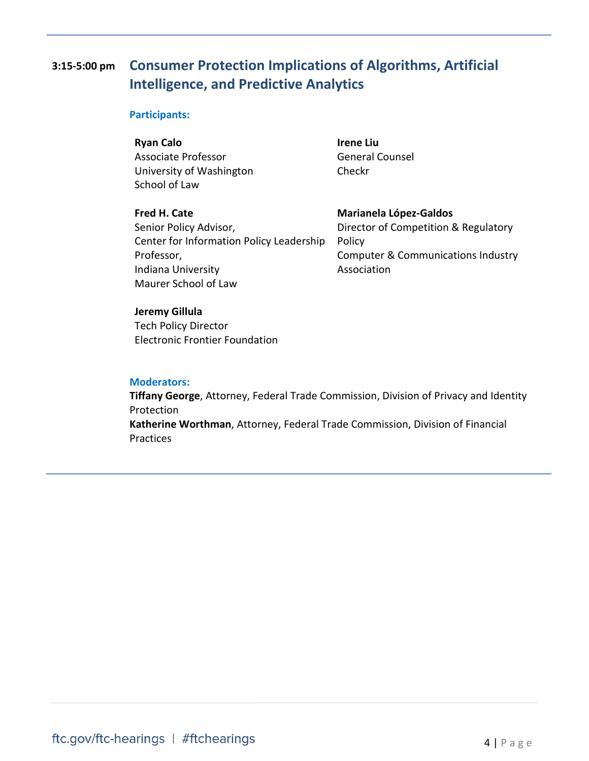**3:15-5:00 pm**

## Consumer Protection Implications of Algorithms, Artificial Intelligence, and Predictive Analytics

**Participants:**

**Ryan Calo**
Associate Professor
University of Washington
School of Law

**Fred H. Cate**
Senior Policy Advisor,
Center for Information Policy Leadership
Professor,
Indiana University
Maurer School of Law

**Jeremy Gillula**
Tech Policy Director
Electronic Frontier Foundation

**Irene Liu**
General Counsel
Checkr

**Marianela López-Galdos**
Director of Competition & Regulatory Policy
Computer & Communications Industry Association

**Moderators:**

**Tiffany George**, Attorney, Federal Trade Commission, Division of Privacy and Identity Protection
**Katherine Worthman**, Attorney, Federal Trade Commission, Division of Financial Practices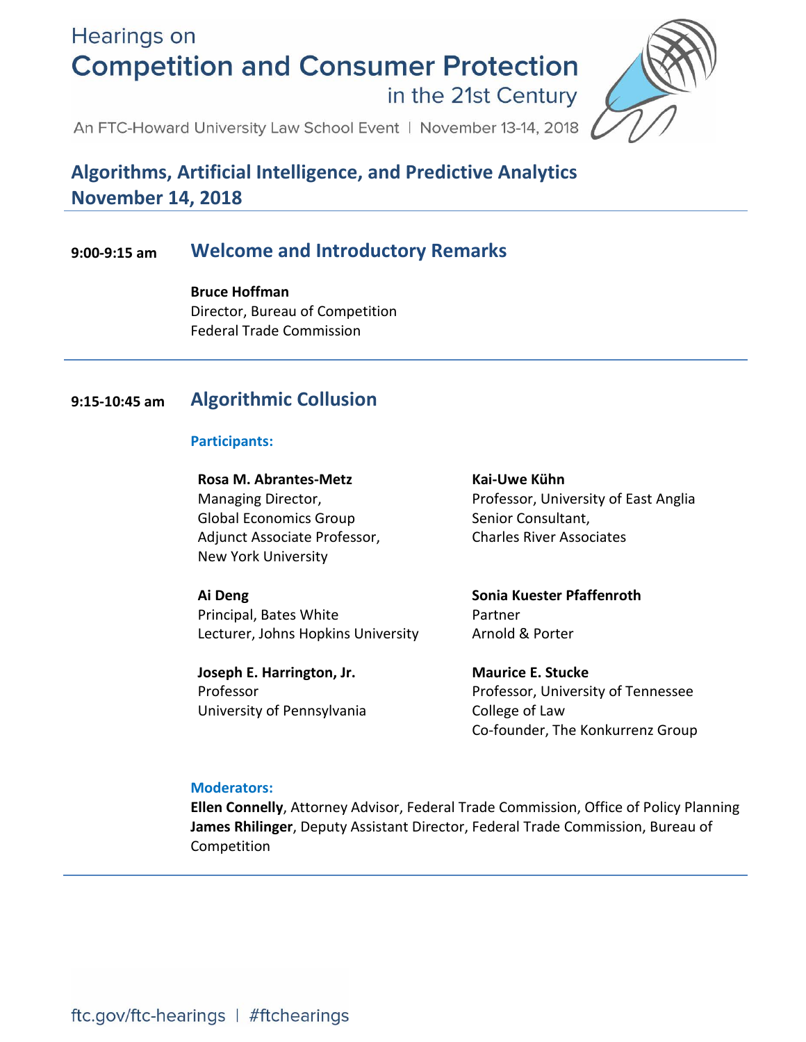Hearings on

# Competition and Consumer Protection

in the 21st Century

An FTC-Howard University Law School Event | November 13-14, 2018

## Algorithms, Artificial Intelligence, and Predictive Analytics
## November 14, 2018

---

**9:00-9:15 am**

### Welcome and Introductory Remarks

**Bruce Hoffman**
Director, Bureau of Competition
Federal Trade Commission

---

**9:15-10:45 am**

### Algorithmic Collusion

**Participants:**

**Rosa M. Abrantes-Metz**
Managing Director,
Global Economics Group
Adjunct Associate Professor,
New York University

**Ai Deng**
Principal, Bates White
Lecturer, Johns Hopkins University

**Joseph E. Harrington, Jr.**
Professor
University of Pennsylvania

**Kai-Uwe Kühn**
Professor, University of East Anglia
Senior Consultant,
Charles River Associates

**Sonia Kuester Pfaffenroth**
Partner
Arnold & Porter

**Maurice E. Stucke**
Professor, University of Tennessee
College of Law
Co-founder, The Konkurrenz Group

**Moderators:**

**Ellen Connelly**, Attorney Advisor, Federal Trade Commission, Office of Policy Planning
**James Rhilinger**, Deputy Assistant Director, Federal Trade Commission, Bureau of Competition

---

ftc.gov/ftc-hearings | #ftchearings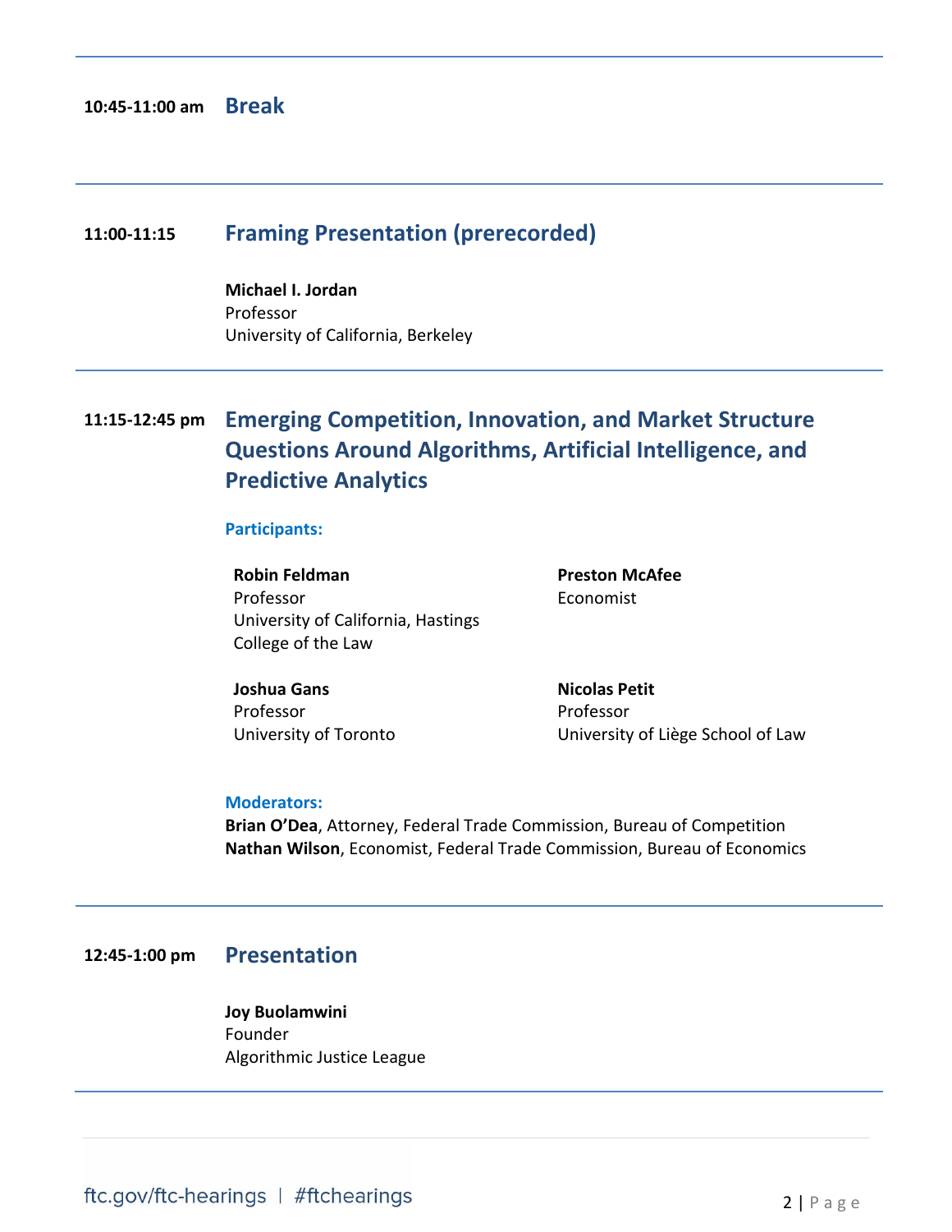**10:45-11:00 am** **Break**

---

**11:00-11:15** **Framing Presentation (prerecorded)**

**Michael I. Jordan**
Professor
University of California, Berkeley

---

**11:15-12:45 pm** **Emerging Competition, Innovation, and Market Structure Questions Around Algorithms, Artificial Intelligence, and Predictive Analytics**

**Participants:**

**Robin Feldman**
Professor
University of California, Hastings College of the Law

**Preston McAfee**
Economist

**Joshua Gans**
Professor
University of Toronto

**Nicolas Petit**
Professor
University of Liège School of Law

**Moderators:**
**Brian O'Dea**, Attorney, Federal Trade Commission, Bureau of Competition
**Nathan Wilson**, Economist, Federal Trade Commission, Bureau of Economics

---

**12:45-1:00 pm** **Presentation**

**Joy Buolamwini**
Founder
Algorithmic Justice League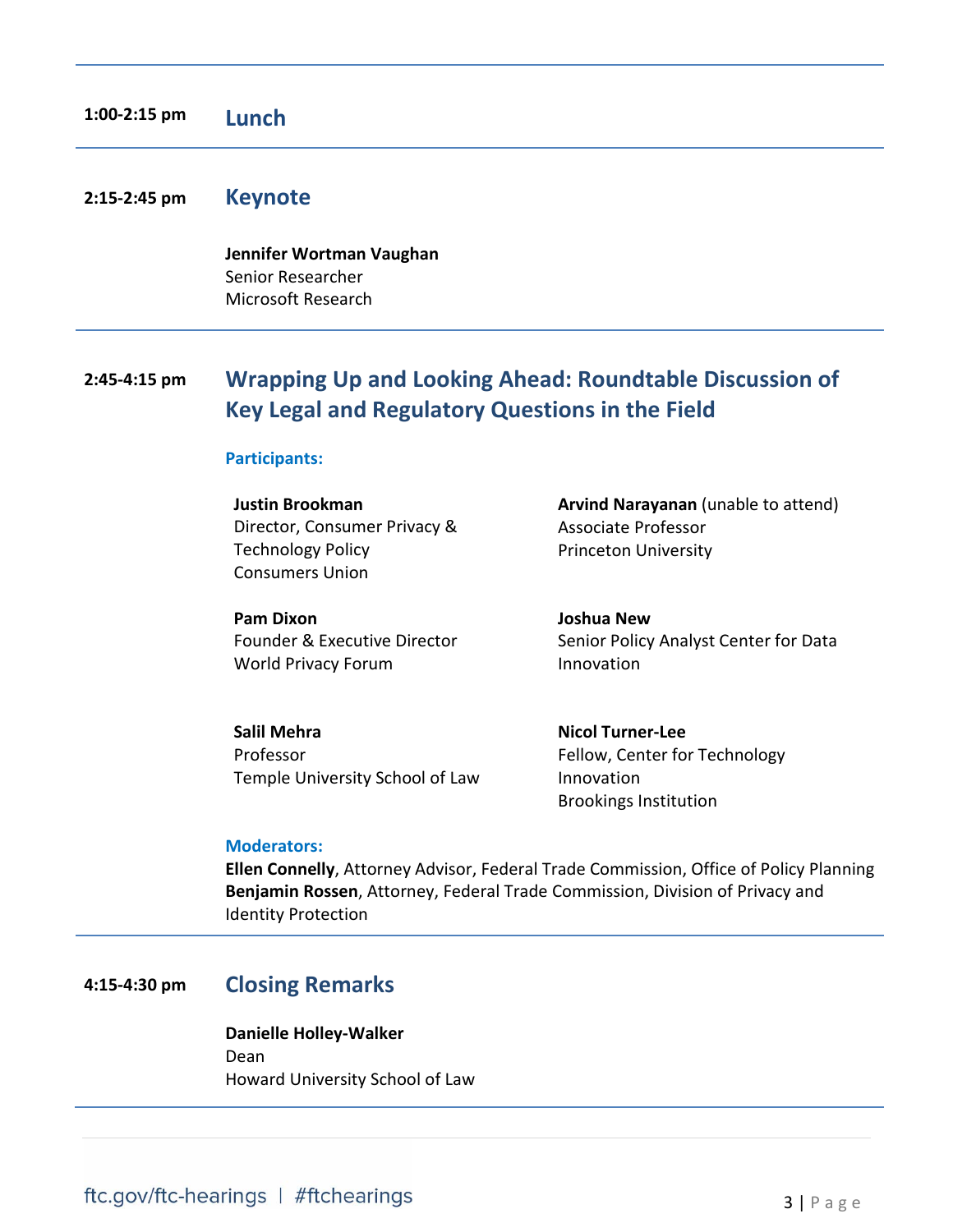**1:00-2:15 pm** **Lunch**

---

**2:15-2:45 pm** **Keynote**

**Jennifer Wortman Vaughan**
Senior Researcher
Microsoft Research

---

**2:45-4:15 pm** **Wrapping Up and Looking Ahead: Roundtable Discussion of Key Legal and Regulatory Questions in the Field**

**Participants:**

**Justin Brookman**
Director, Consumer Privacy & Technology Policy
Consumers Union

**Pam Dixon**
Founder & Executive Director
World Privacy Forum

**Salil Mehra**
Professor
Temple University School of Law

**Arvind Narayanan** (unable to attend)
Associate Professor
Princeton University

**Joshua New**
Senior Policy Analyst Center for Data Innovation

**Nicol Turner-Lee**
Fellow, Center for Technology Innovation
Brookings Institution

**Moderators:**
**Ellen Connelly**, Attorney Advisor, Federal Trade Commission, Office of Policy Planning
**Benjamin Rossen**, Attorney, Federal Trade Commission, Division of Privacy and Identity Protection

---

**4:15-4:30 pm** **Closing Remarks**

**Danielle Holley-Walker**
Dean
Howard University School of Law